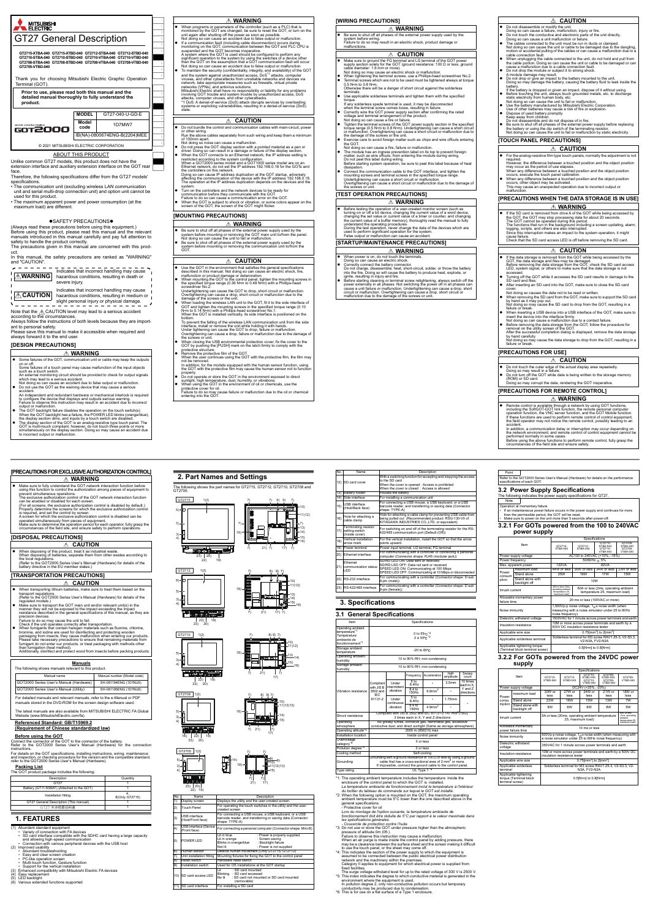# GT27 General Description

GT2715-XTBA-040 GT2715-XTBD-040 GT2712-STBA-040 GT2712-STBD-040
GT2710-STBA-040 GT2710-STBD-040 GT2710-VTBA-040 GT2710-VTBD-040
GT2708-STBA-040 GT2708-STBD-040 GT2708-VTBA-040 GT2708-VTBD-040
GT2705-VTBD-040

Thank you for choosing Mitsubishi Electric Graphic Operation Terminal (GOT).

**Prior to use, please read both this manual and the detailed manual thoroughly to fully understand the product.**

| MODEL | GT27-040-U-GD-E |
|---|---|
| Model code | 1D7MW7 |
| IB(NA)-0800674ENG-B(2204)MEE | |

© 2021 MITSUBISHI ELECTRIC CORPORATION

## ABOUT THIS PRODUCT

Unlike common GT27 models, this product does not have the extension interface and auxiliary extension interface on the GOT rear face.

Therefore, the following specifications differ from the GT27 models' specifications.

- The communication unit (excluding wireless LAN communication unit and serial multi-drop connection unit) and option unit cannot be used for this product.
- The maximum apparent power and power consumption (at the maximum load) are different.

## ●SAFETY PRECAUTIONS●

(Always read these precautions before using this equipment.)

Before using this product, please read this manual and the relevant manuals introduced in this manual carefully and pay full attention to safety to handle the product correctly.

The precautions given in this manual are concerned with this product.

In this manual, the safety precautions are ranked as "WARNING" and "CAUTION".

| | |
|---|---|
| ⚠WARNING | Indicates that incorrect handling may cause hazardous conditions, resulting in death or severe injury. |
| ⚠CAUTION | Indicates that incorrect handling may cause hazardous conditions, resulting in medium or slight personal injury or physical damage. |

Note that the ⚠CAUTION level may lead to a serious accident according to the circumstances.

Always follow the instructions of both levels because they are important to personal safety.

Please save this manual to make it accessible when required and always forward it to the end user.

## [DESIGN PRECAUTIONS]

### ⚠ WARNING

- Some failures of the GOT, communication unit or cable may keep the outputs on or off.
  Some failures of a touch panel may cause malfunction of the input objects such as a touch switch.
  An external monitoring circuit should be provided to check for output signals which may lead to a serious accident.
  Not doing so can cause an accident due to false output or malfunction.
- Do not use the GOT as the warning device that may cause a serious accident.
  An independent and redundant hardware or mechanical interlock is required to configure the device that displays and outputs serious warning.
  Failure to observe this instruction may result in an accident due to incorrect output or malfunction.
- The GOT backlight failure disables the operation on the touch switch(s).
  When the GOT backlight has a failure, the POWER LED blinks (orange/blue), the display section dims, and inputs by a touch switch are disabled.
- The display section of the GOT is an analog-resistive type touch panel. The GOT is multi-touch compliant, however, do not touch three points or more simultaneously on the display section. Doing so may cause an accident due to incorrect output or malfunction.
- When programs or parameters of the controller (such as a PLC) that is monitored by the GOT are changed, be sure to reset the GOT, or turn on the unit again after shutting off the power as soon as possible.
  Not doing so can cause an accident due to false output or malfunction.
- If a communication fault (including cable disconnection) occurs during monitoring on the GOT, communication between the GOT and PLC CPU is suspended and the GOT becomes inoperative.
  A system where the GOT is used should be configured to perform any significant operation to the system by using the switches of a device other than the GOT on the assumption that a GOT communication fault will occur.
  Not doing so can cause an accident due to false output or malfunction.
- To maintain the security (confidentiality, integrity, and availability) of the GOT and the system against unauthorized access, DoS*1 attacks, computer viruses, and other cyberattacks from unreliable networks and devices via network, take appropriate measures such as firewalls, virtual private networks (VPNs), and antivirus solutions.
  Mitsubishi Electric shall have no responsibility or liability for any problems involving GOT trouble and system trouble by unauthorized access, DoS attacks, computer viruses, and other cyberattacks.
  *1 DoS: A denial-of-service (DoS) attack disrupts services by overloading systems or exploiting vulnerabilities, resulting in a denial-of-service (DoS) state.

### ⚠ CAUTION

- Do not bundle the control and communication cables with main-circuit, power or other wiring.
  Run the above cables separately from such wiring and keep them a minimum of 100mm apart.
  Not doing so can cause a malfunction.
- Do not press the GOT display section with a pointed material as a pen or driver. Doing so can result in a damage or failure of the display section.
- When the GOT connects to an Ethernet network, the IP address setting is restricted according to the system configuration.
  When a GT2000 series model and a GOT1000 series model are on an Ethernet network, do not set the IP address 192.168.0.18 for the GOTs and the controllers on this network.
  Doing so can cause IP address duplication at the GOT startup, adversely affecting the communication of the device with the IP address 192.168.0.18. The operation at the IP address duplication depends on the devices and the system.
- Turn on the controllers and the network devices to be ready for communication before they communicate with the GOT.
  Failure to do so can cause a communication error on the GOT.
- When the GOT is subject to shock or vibration, or some colors appear on the screen of the GOT, the screen of the GOT might flicker.

## [MOUNTING PRECAUTIONS]

### ⚠ WARNING

- Be sure to shut off all phases of the external power supply used by the system before mounting or removing the GOT main unit to/from the panel.
  Not doing so can cause the unit to fail or malfunction.
- Be sure to shut off all phases of the external power supply used by the system before mounting or removing the communication unit to/from the GOT.

### ⚠ CAUTION

- Use the GOT in the environment that satisfies the general specifications described in this manual. Not doing so can cause an electric shock, fire, malfunction or product damage or deterioration.
- When mounting the GOT to the control panel, tighten the mounting screws in the specified torque range (0.36 N·m to 0.48 N·m) with a Phillips-head screwdriver No.2.
  Undertightening can cause the GOT to drop, short circuit or malfunction.
  Overtightening can cause a drop, short circuit or malfunction due to the damage of the screws or the unit.
- When loading the wireless LAN unit to the GOT, fit it to the side interface of GOT and tighten the mounting screws in the specified torque range (0.10 N·m to 0.14 N·m) with a Phillips-head screwdriver No.1.
  When the GOT is installed vertically, its side interface is positioned on the bottom.
  To prevent the falling of the wireless LAN communication unit from the side interface, install or remove the unit while holding it with hands.
  Under tightening can cause the GOT to drop, failure or malfunction.
  Overtightening can cause a drop, failure or malfunction due to the damage of the screws or unit.
- When closing the USB environmental protection cover, fix the cover to the GOT by pushing the [PUSH] mark on the latch firmly to comply with the protective structure.
- Remove the protective film of the GOT.
  When the user continues using the GOT with the protective film, the film may not be removed.
  In addition, for the models equipped with the human sensor function, using the GOT with the protective film may cause the human sensor not to function properly.
- Do not operate or store the GOT in the environment exposed to direct sunlight, high temperature, dust, humidity, or vibrations.
- When using the GOT in the environment of oil or chemicals, use the protective cover for oil.
  Failure to do so may cause failure or malfunction due to the oil or chemical entering into the GOT.

## [WIRING PRECAUTIONS]

### ⚠ WARNING

- Be sure to shut off all phases of the external power supply used by the system before wiring.
  Failure to do so may result in an electric shock, product damage or malfunctions.

### ⚠ CAUTION

- Make sure to ground the FG terminal and LG terminal of the GOT power supply section solely for the GOT (ground resistance: 100 Ω or less, ground cable diameter: 1.6 mm or more).
  Not doing so may cause an electric shock or malfunction.
- When tightening the terminal screws, use a Phillips-head screwdriver No.2.
- Terminal screws which are not to be used must be tightened always at torque 0.5 N·m to 0.8 N·m.
  Otherwise there will be a danger of short circuit against the solderless terminals.
- Use applicable solderless terminals and tighten them with the specified torque.
  If any solderless spade terminal is used, it may be disconnected when the terminal screw comes loose, resulting in failure.
- Correctly wire the GOT power supply section after confirming the rated voltage and terminal arrangement of the product.
  Not doing so can cause a fire or failure.
- Tighten the terminal screws of the GOT power supply section in the specified torque range (0.5 N·m to 0.8 N·m). Undertightening can cause a short circuit or malfunction. Overtightening can cause a short circuit or malfunction due to the damage of the screws or the GOT.
- Exercise care to avoid foreign matter such as chips and wire offcuts entering the GOT.
  Not doing so can cause a fire, failure or malfunction.
- The module has an ingress prevention label on its top to prevent foreign matter, such as wire offcuts, from entering the module during wiring.
  Do not peel this label during wiring.
  Before starting system operation, be sure to peel this label because of heat dissipation.
- Connect the communication cable to the GOT interface, and tighten the mounting screws and terminal screws in the specified torque range.
  Undertightening can cause a short circuit or malfunction.
  Overtightening can cause a short circuit or malfunction due to the damage of the screws or unit.

## [TEST OPERATION PRECAUTIONS]

### ⚠ WARNING

- Before testing the operation of a user-created monitor screen (such as turning on or off a bit device, changing the current value of a word device, changing the set value or current value of a timer or counter, and changing the current value of a buffer memory), thoroughly read the manual to fully understand the operating procedures.
  During the test operation, never change the data of the devices which are used to perform significant operation for the system.
  False output or malfunction can cause an accident.

## [STARTUP/MAINTENANCE PRECAUTIONS]

### ⚠ WARNING

- When power is on, do not touch the terminals.
  Doing so can cause an electric shock.
- Correctly connect the battery connector.
  Do not charge, disassemble, heat, short-circuit, solder, or throw the battery into the fire. Doing so will cause the battery to produce heat, explode, or ignite, resulting in injury and fire.
- Before starting cleaning or terminal screw retightening, always switch off the power externally in all phases. Not switching the power off in all phases can cause a unit failure or malfunction. Undertightening can cause a short circuit or malfunction. Overtightening can cause a short circuit or malfunction due to the damage of the screws or unit.

### ⚠ CAUTION

- Do not disassemble or modify the unit.
  Doing so can cause a failure, malfunction, injury or fire.
- Do not touch the conductive and electronic parts of the unit directly.
  Doing so can cause a unit malfunction or failure.
- The cables connected to the unit must be run in ducts or clamped.
  Not doing so can cause the unit or cable to be damaged due to the dangling, motion or accidental pulling of the cables or can cause a malfunction due to a cable connection fault.
- When unplugging the cable connected to the unit, do not hold and pull from the cable portion. Doing so can cause the unit or cable to be damaged or can cause a malfunction due to a cable connection fault.
- Do not drop the module or subject it to strong shock.
  A module damage may result.
- Do not drop or give an impact to the battery mounted to the unit.
  Doing so may damage the battery, causing the battery fluid to leak inside the battery.
  If the battery is dropped or given an impact, dispose of it without using.
- Before touching the unit, always touch grounded metals, etc. to discharge static electricity from human body, etc.
  Not doing so can cause the unit to fail or malfunction.
- Use the battery manufactured by Mitsubishi Electric Corporation.
  Use of other batteries may cause a risk of fire or explosion.
- Dispose of used battery promptly.
  Keep away from children.
  Do not disassemble and do not dispose of in fire.
- Be sure to shut off all phases of the external power supply before replacing the battery or using the dip switch of the terminating resistor.
  Not doing so can cause the unit to fail or malfunction by static electricity.

## [TOUCH PANEL PRECAUTIONS]

### ⚠ CAUTION

- For the analog-resistive film type touch panels, normally the adjustment is not required.
  However, the difference between a touched position and the object position may occur as the period of use elapses.
  When any difference between a touched position and the object position occurs, execute the touch panel calibration.
- When any difference between a touched position and the object position occurs, other object may be activated.
  This may cause an unexpected operation due to incorrect output or malfunction.

## [PRECAUTIONS WHEN THE DATA STORAGE IS IN USE]

### ⚠ WARNING

- If the SD card is removed from drive A of the GOT while being accessed by the GOT, the GOT may stop processing data for about 20 seconds.
  The GOT cannot be operated during this period.
  The functions that run in the background including a screen updating, alarm, logging, scripts, and others are also interrupted.
  Since this interruption makes an impact to the system operation, it might cause failure.
  Check that the SD card access LED is off before removing the SD card.

### ⚠ CAUTION

- If the data storage is removed from the GOT while being accessed by the GOT, the data storage and files may be damaged.
  Before removing the data storage from the GOT, check the SD card access LED, system signal, or others to make sure that the data storage is not accessed.
- Turning off the GOT while it accesses the SD card results in damage to the SD card and files.
- After inserting an SD card into the GOT, make sure to close the SD card cover.
  Not doing so causes the data not to be read or written.
- When removing the SD card from the GOT, make sure to support the SD card by hand as it may pop out.
  Not doing so may cause the SD card to drop from the GOT, resulting in a failure or break.
- When inserting a USB device into a USB interface of the GOT, make sure to insert the device into the interface firmly.
  Not doing so can cause a malfunction due to a contact failure.
- Before removing the data storage from the GOT, follow the procedure for removal on the utility screen of the GOT.
  After the successful completion dialog is displayed, remove the data storage by hand carefully.
  Not doing so may cause the data storage to drop from the GOT, resulting in a failure or break.

## [PRECAUTIONS FOR USE]

### ⚠ CAUTION

- Do not touch the edge of the actual display area repeatedly.
  Doing so may result in a failure.
- Do not turn off the GOT while data is being written to the storage memory (ROM) or SD card.
  Doing so can corrupt the data, rendering the GOT inoperative.

## [PRECAUTIONS FOR REMOTE CONTROL]

### ⚠ WARNING

- Remote control is available through a network by using GOT functions, including the SoftGOT-GOT link function, the remote personal computer operation function, the VNC server function, and the GOT Mobile function.
  If these functions are used to perform remote control of control equipment, the field operator may not notice the remote control, possibly leading to an accident.
  In addition, a communication delay or interruption may occur depending on the network environment, and remote control of control equipment cannot be performed normally in some cases.
  Before using the above functions to perform remote control, fully grasp the circumstances of the field site and ensure safety.

## [PRECAUTIONS FOR EXCLUSIVE AUTHORIZATION CONTROL]

### ⚠ WARNING

- Make sure to fully understand the GOT network interaction function before using this function to control the authorization among pieces of equipment to prevent simultaneous operations.
  The exclusive authorization control of the GOT network interaction function can be enabled or disabled for each screen.
  (For all screens, the exclusive authorization control is disabled by default.)
  Properly determine the screens for which the exclusive authorization control is required, and set the control by screen.
  A screen for which the exclusive authorization control is disabled can be operated simultaneously from pieces of equipment.
  Make sure to determine the operation period for each operator, fully grasp the circumstances of the field site, and ensure safety to perform operations.

## [DISPOSAL PRECAUTIONS]

### ⚠ CAUTION

- When disposing of this product, treat it as industrial waste.
  When disposing of batteries, separate them from other wastes according to the local regulations.
  (Refer to the GOT2000 Series User's Manual (Hardware) for details of the battery directive in the EU member states.)

## [TRANSPORTATION PRECAUTIONS]

### ⚠ CAUTION

- When transporting lithium batteries, make sure to treat them based on the transport regulations.
  (Refer to the GOT2000 Series User's Manual (Hardware) for details of the regulated models.)
- Make sure to transport the GOT main unit and/or relevant unit(s) in the manner they will not be exposed to the impact exceeding the impact resistance described in the general specifications of this manual, as they are precision devices.
  Failure to do so may cause the unit to fail.
  Check if the unit operates correctly after transportation.
- When fumigants that contain halogen materials such as fluorine, chlorine, bromine, and iodine are used for disinfecting and protecting wooden packaging from insects, they cause malfunction when entering our products.
  Please take necessary precautions to ensure that remaining materials from fumigant do not enter our products, or treat packaging with methods other than fumigation (heat method).
  Additionally, disinfect and protect wood from insects before packing products.

## Manuals

The following shows manuals relevant to this product.

| Manual name | Manual number (Model code) |
|---|---|
| GOT2000 Series User's Manual (Hardware) | SH-081194ENG (1D7MJ5) |
| GOT2000 Series User's Manual (Utility) | SH-081195ENG (1D7MJ6) |

For detailed manuals and relevant manuals, refer to the e-Manual or PDF manuals stored in the DVD-ROM for the screen design software used.

The latest manuals are also available from MITSUBISHI ELECTRIC FA Global Website (www.MitsubishiElectric.com/fa).

**Referenced Standard: GB/T15969.2 (Requirement of Chinese standardized law)**

**Before using the GOT**

Connect the connector of the GOT to the connector of the battery.
Refer to the GOT2000 Series User's Manual (Hardware) for the connection instructions.

For details on the GOT specifications, installing instructions, wiring, maintenance and inspection, or checking procedure for the version and the compatible standard, refer to the GOT2000 Series User's Manual (Hardware).

**Packing List**

The GOT product package includes the following:

| Description | Quantity |
|---|---|
| GT27 | 1 |
| Battery (GT11-50BAT) (Attached to the GOT) | 1 |
| Installation fitting | 4, 8(Only GT2715) |
| GT27 General Description (This manual) | 1 |
| GT27 本体概要説明書 | 1 |

# 1. FEATURES

(1) Abundant standard equipment
- Variety of connection with FA devices
- SD card interface compatible with the SDHC card having a large capacity and allowing high-speed communication
- Connection with various peripheral devices with the USB host

(2) Improved usability
- Abundant troubleshooting
- Easy and clear screen creation
- PC-like operation screen
- Multi-touch function, Gesture function
- Support for the vertical installation

(3) Enhanced compatibility with Mitsubishi Electric FA devices
(4) Easy replacement
(5) LED backlight
(6) Various extended functions supported

# 2. Part Names and Settings

The following shows the part names for GT2715, GT2712, GT2710, GT2708 and GT2705.

| No. | Name | Description |
|---|---|---|
| 1) | Display screen | Displays the utility and the user-created screen. |
| 2) | Touch Panel | For operating the touch switches in the utility and the user-created screen |
| 3) | USB interface (Host/Front face) | For connecting a USB mouse, a USB keyboard, or a USB barcode reader, and transferring or saving data (Connector shape: TYPE-A) |
| 4) | USB interface (Device/Front face) | For connecting a personal computer (Connector shape: Mini-B) |
| 5) | POWER LED | Lit in blue : Power is properly supplied.<br>Lit in orange : Screen saving<br>Blinks in orange/blue : Backlight failure<br>Not lit : Power is not supplied |
| 6) | Human sensor | Detects human movement (Only GT2715, GT2712) |
| 7) | Unit installation fitting | Mounting fixtures for fixing the GOT to the control panel |
| 8) | Reset switch | Hardware reset switch |
| 9) | Installation switch | Used for OS installations at the GOT startup |
| 10) | SD card access LED | Lit : SD card mounted<br>Blinking : SD card accessed<br>No lit : SD card not mounted or SD card mounted (removable) |
| 11) | SD card interface | For installing a SD card |
| 12) | SD card cover | With a switching function for accepting and stopping the access to the SD card<br>When the cover is opened : Access is prohibited<br>When the cover is closed : Access is allowed |
| 13) | Battery holder | Houses the battery |
| 14) | Side interface | For installing a communication unit |
| 15) | USB interface (Host/Back face) | For connecting a USB mouse, a USB keyboard, or a USB barcode reader, and transferring or saving data (Connector shape: TYPE-A) |
| 16) | Hole for attaching a cable clamp | Hole for attaching a cable clamp for preventing USB cable from being pulled out. (Recommended product: RSG-130-V0 of KITAGAWA INDUSTRIES CO.,LTD. or equivalent) |
| 17) | Terminating resistor setting switch (Inside cover) | For switching on and off of the terminating resistor for the RS-422/485 communication port (Default (Off)) |
| 18) | Vertical installation arrow mark | For the vertical installation, install the GOT so that the arrow points upward. |
| 19) | Power terminal | Power input terminal, LG terminal, FG terminal |
| 20) | Ethernet interface | For communicating with a controller or connecting a personal computer (Connector shape: RJ45 (modular jack)) |
| 21) | Ethernet communication status LED | SD/RD LED ON: Data sent or received<br>SD/RD LED OFF: Data not sent or received<br>SPEED LED ON: Communicating at 100 Mbps<br>SPEED LED OFF: Communicating at 10 Mbps or disconnected |
| 22) | RS-232 interface | For communicating with a controller (Connector shape: D sub 9-pin (male)) |
| 23) | RS-422/485 interface | For communicating with a controller (Connector shape: D sub 9-pin (female)) |

# 3. Specifications

## 3.1 General Specifications

| Item | | | Specifications | | | | |
|---|---|---|---|---|---|---|---|
| Operating ambient temperature*1 Temperature ambient de fonctionnement*1 | | | 0 to 55℃*2<br>0 à 55℃*2 | | | | |
| Storage ambient temperature | | | -20 to 60℃ | | | | |
| Operating ambient humidity | | | 10 to 90% RH, non-condensing | | | | |
| Storage ambient humidity | | | 10 to 90% RH, non-condensing | | | | |
| Vibration resistance | Compliant with JIS B 3502 and IEC 61131-2 | | Frequency | Acceleration | Half-amplitude | Sweep count | |
| | | Under intermittent vibration | 5 to 8.4Hz | - | 3.5mm | 10 times each in X, Y and Z directions | |
| | | | 8.4 to 150Hz | 9.8m/s² | - | | |
| | | Under continuous vibration | 5 to 8.4Hz | - | 1.75mm | - | |
| | | | 8.4 to 150Hz | 4.9m/s² | - | | |
| Shock resistance | | | Compliant with JIS B 3502 and IEC 61131-2 (147 m/s² (15G), 3 times each in X, Y and Z directions | | | | |
| Operating atmosphere | | | No greasy fumes, corrosive gas, flammable gas, excessive conductive dust, and direct sunlight (Same as storage atmosphere) | | | | |
| Operating altitude*3 | | | 2000 m (6562 ft) max. | | | | |
| Installation location | | | Inside control panel | | | | |
| Overvoltage category*4 | | | II or less | | | | |
| Pollution degree*5 | | | 2 or less | | | | |
| Cooling method | | | Self-cooling | | | | |
| Grounding | | | Grounding with a ground resistance of 100 Ω or less by using a ground cable that has a cross-sectional area of 2 mm² or more.<br>If impossible, connect the ground cable to the control panel. | | | | |
| Type rating | | | UL Type 4 *6 | | | | |

*1: The operating ambient temperature includes the temperature inside the enclosure of the control panel to which the GOT is installed.
La température ambiante de fonctionnement inclut la température à l'intérieur du boîtier du tableau de commande sur lequel le GOT est installé.

*2: When the following option is mounted on the GOT, the maximum operating ambient temperature must be 5°C lower than the one described above in the general specifications.
- Protective cover for oil
Lors du montage de l'option suivante, la température ambiante de fonctionnement doit être réduite de 5°C par rapport à la valeur maximale dans les spécifications générales.
- Couvercle de protection contre l'huile

*3: Do not use or store the GOT under pressure higher than the atmospheric pressure at altitude 0m (0ft.).
Failure to observe this instruction may cause a malfunction.
When an air purge is made inside the control panel by adding pressure, there may be a clearance between the surface sheet and the screen making it difficult to use the touch panel, or the sheet may come off.

*4: This indicates the section of the power supply to which the equipment is assumed to be connected between the public electrical power distribution network and the machinery within the premises.
Category II applies to equipment for which electrical power is supplied from fixed facilities.
The surge voltage withstand level for up to the rated voltage of 300 V is 2500 V.

*5: This index indicates the degree to which conductive material is generated in the environment where the equipment is used.
In pollution degree 2, only non-conductive pollution occurs but temporary conductivity may be produced due to condensation.

*6: This is for use on a flat surface of a Type 1 enclosure.

Point

Refer to the GOT2000 Series User's Manual (Hardware) for details on the performance specifications of each GOT.

## 3.2 Power Supply Specifications

The following indicates the power supply specifications for GT27.

Note

Operation at momentary failure
- If an instantaneous power failure occurs in the power supply and continues for more than the permissible period, the GOT will be reset.
- Make sure to power on the unit more than 5 seconds after power-off.

### 3.2.1 For GOTs powered from the 100 to 240VAC power supply

| Item | | GT2715-XTBA-040 | GT2712-STBA-040 | GT2710-STBA-040 GT2710-VTBA-040 | GT2708-STBA-040 GT2708-VTBA-040 |
|---|---|---|---|---|---|
| Power supply voltage | | AC100 to 240VAC (+10%, -15%) | | | |
| Power frequency | | 50/60Hz ± 5% | | | |
| Max. apparent power | | 122VA | 82VA | | |
| Power consumption | Maximum load | 44W or less | 30W or less | 34W or less | 33W or less |
| | Stand alone | 25W | 19W | 17W | 15W |
| | Stand alone with backlight off | 10W | | | |
| Inrush current | | 60A or less (20ms, operating ambient temperature 25, maximum load) | 60A or less (2ms, operating ambient temperature 25, maximum load) | | |
| Allowable momentary power failure time | | 20 ms or less (100VAC or more) | | | |
| Noise immunity | | 1,500Vp-p noise voltage, 1μs noise width (when measuring with a noise simulator under 25 to 60Hz noise frequency) | | | |
| Dielectric withstand voltage | | 1500VAC for 1 minute across power terminals and earth | | | |
| Insulation resistance | | 10M or more across power terminals and earth by a 500V DC insulation resistance tester | | | |
| Applicable wire size | | 0.75[mm²] to 2[mm²] | | | |
| Applicable solderless terminal | | Solderless terminal for M3 screw RAV1.25-3, V2-S3.3, V2-N3A, FV2-N3A | | | |
| Applicable tightening torque (Terminal block terminal screw) | | 0.5[N·m] to 0.8[N·m] | | | |

### 3.2.2 For GOTs powered from the 24VDC power supply

| Item | | GT2715-XTBD-040 | GT2712-STBD-040 | GT2710-STBD-040 GT2710-VTBD-040 | GT2708-STBD-040 GT2708-VTBD-040 | GT2705-VTBD-040 |
|---|---|---|---|---|---|---|
| Power supply voltage | | DC24V (+25%, -20%) | | | | |
| Power consumption | Maximum load | 30W or less | 27W or less | 24W or less | 21W or less | 18W or less |
| | Stand alone | 23W | 16W | 15W | 13W | 7W |
| | Stand alone with backlight off | 8W | 8W | 8W | 8W | 5W |
| Inrush current | | 5A or less (20ms, operating ambient temperature 25, maximum load) | | | | 68A or less (1ms, operating ambient temperature 25, maximum load) |
| Allowable momentary power failure time | | 10 ms or less | | | | |
| Noise immunity | | 500Vp-p noise voltage, 1μs noise width (when measuring with a noise simulator under 25 to 60Hz noise frequency) | | | | |
| Dielectric withstand voltage | | 350VAC for 1 minute across power terminals and earth | | | | |
| Insulation resistance | | 10M or more across power terminals and earth by a 500V DC insulation resistance tester | | | | |
| Applicable wire size | | 0.75[mm²] to 2[mm²] | | | | |
| Applicable solderless terminal | | Solderless terminal for M3 screw RAV1.25-3, V2-S3.3, V2-N3A, FV2-N3A | | | | |
| Applicable tightening torque (Terminal block terminal screw) | | 0.5[N·m] to 0.8[N·m] | | | | |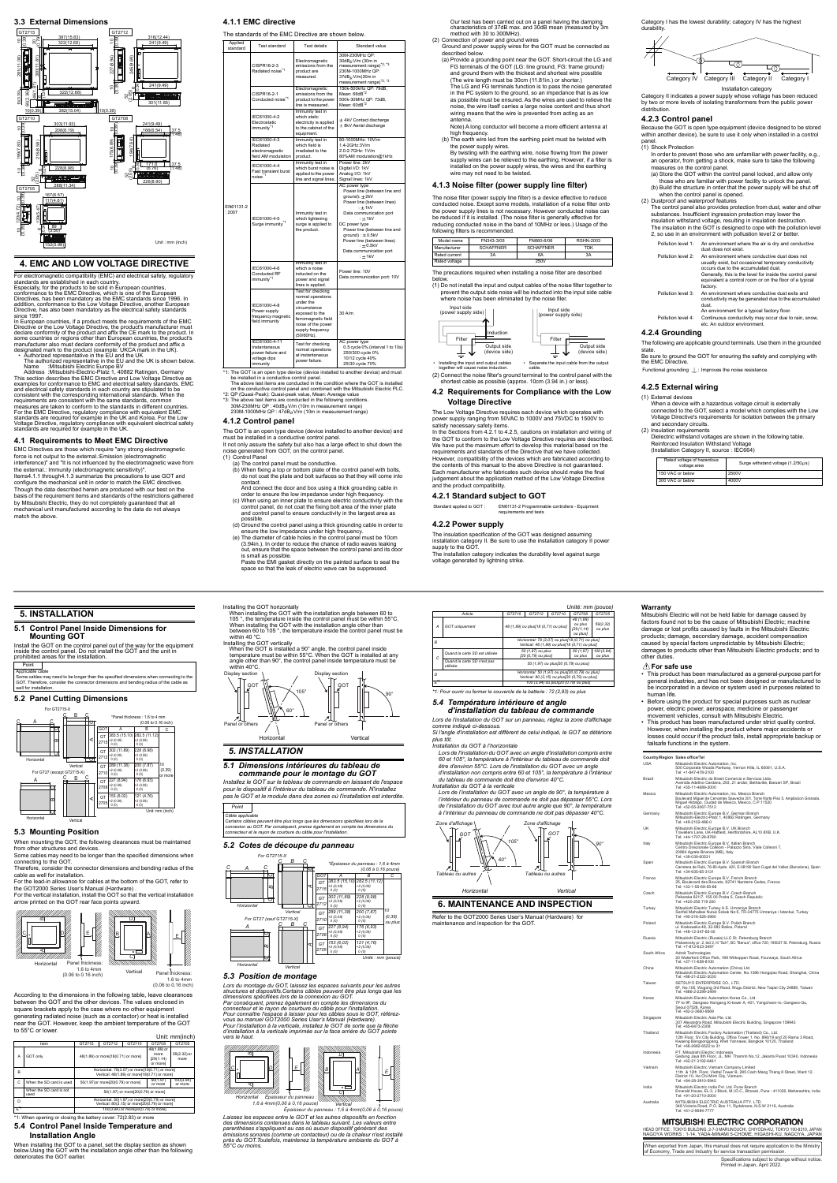## 3.3 External Dimensions

GT2715 397(15.63) 322(12.68) 382(15.04) 10(0.39)

GT2712 316(12.44) 241(9.49) 301(11.85)

GT2710 303(11.93) 289(11.38) 228(8.98) 288(11.34)

GT2708 241(9.49) 176(6.93) 226(8.90) 37.5 (1.48)

GT2705 167(6.57) 153(6.02)

Unit : mm (inch)

# 4. EMC AND LOW VOLTAGE DIRECTIVE

For electromagnetic compatibility (EMC) and electrical safety, regulatory standards are established in each country.
Especially, for the products to be sold in European countries, conformance to the EMC Directive, which is one of the European Directives, has been mandatory as the EMC standards since 1996. In addition, conformance to the Low Voltage Directive, another European Directive, has also been mandatory as the electrical safety standards since 1997.
In European countries, if a product meets the requirements of the EMC Directive or the Low Voltage Directive, the product's manufacturer must declare conformity of the product and affix the CE mark to the product. In some countries or regions other than European countries, the product's manufacturer also must declare conformity of the product and affix a designated mark to the product (example: UKCA mark in the UK).

- Authorized representative in the EU and the UK
  The authorized representative in the EU and the UK is shown below.
  Name :Mitsubishi Electric Europe BV
  Address :Mitsubishi-Electric-Platz 1, 40882 Ratingen, Germany

This section describes the EMC Directive and Low Voltage Directive as examples for conformance to EMC and electrical safety standards. EMC and electrical safety standards in each country are stipulated to be consistent with the corresponding international standards. When the requirements are consistent with the same standards, common measures are taken to conform to the standards in different countries. For the EMC Directive, regulatory compliance with equivalent EMC standards are required for example in the UK and Korea. For the Low Voltage Directive, regulatory compliance with equivalent electrical safety standards are required for example in the UK.

## 4.1 Requirements to Meet EMC Directive

EMC Directives are those which require "any strong electromagnetic force is not output to the external.:Emission (electromagnetic interference)" and "It is not influenced by the electromagnetic wave from the external.: Immunity (electromagnetic sensitivity)".
Items4.1.1 through4.1.3 summarize the precautions to use GOT and configure the mechanical unit in order to match the EMC directives.
Though the data described herein are produced with our best on the basis of the requirement items and standards of the restrictions gathered by Mitsubishi Electric, they do not completely guaranteed that all mechanical unit manufactured according to the data do not always match the above.

### 4.1.1 EMC directive

The standards of the EMC Directive are shown below.

| Applied standard | Test standard | Test details | Standard value |
|---|---|---|---|
| EN61131-2 2007 | CISPR16-2-3 Radiated noise*1 | Electromagnetic emissions from the product are measured. | 30M-230MHz QP: 30dBμV/m (30m in measurement range)*2 *3<br>230M-1000MHz QP: 37dBμV/m (30m in measurement range)*2 *3 |
| | CISPR16-2-1 Conducted noise*1 | Electromagnetic emissions from the product to the power line is measured. | 150k-500kHz QP: 79dB, Mean: 66dB*2<br>500k-30MHz QP: 73dB, Mean: 60dB*2 |
| | IEC61000-4-2 Electrostatic immunity*1 | Immunity test in which static electricity is applied to the cabinet of the equipment. | ± 4kV Contact discharge<br>± 8kV Aerial discharge |
| | IEC61000-4-3 Radiated electromagnetic field AM modulation | Immunity test in which field is irradiated to the product. | 80-1000MHz: 10V/m<br>1.4-2GHz:3V/m<br>2.0-2.7GHz: 1V/m<br>80%AM modulation@1kHz |
| | IEC61000-4-4 Fast transient burst noise | Immunity test in which burst noise is applied to the power line and signal lines. | Power line: 2kV<br>Digital I/O: 1kV<br>Analog I/O: 1kV<br>Signal lines: 1kV |
| | IEC61000-4-5 Surge immunity*1 | Immunity test in which lightening surge is applied to the product. | AC power type<br>Power line (between line and ground): ±2kV<br>Power line (between lines): ±1kV<br>Data communication port: ±1kV<br>DC power type<br>Power line (between line and ground): ±0.5kV<br>Power line (between lines): ±0.5kV<br>Data communication port: ±1kV |
| | IEC61000-4-6 Conducted RF immunity*1 | Immunity test in which a noise inducted on the power and signal lines is applied. | Power line: 10V<br>Data communication port: 10V |
| | IEC61000-4-8 Power supply frequency magnetic field immunity | Test for checking normal operations under the circumstance exposed to the ferromagnetic field noise of the power supply frequency (50/60Hz). | 30 A/m |
| | IEC61000-4-11 Instantaneous power failure and voltage dips immunity | Test for checking normal operations at instantaneous power failure. | AC power type<br>0.5 cycle 0% (interval 1 to 10s)<br>250/300 cycle 0%<br>10/12 cycle 40%<br>25/30 cycle 70% |

*1: The GOT is an open type device (device installed to another device) and must be installed in a conductive control panel.
The above test items are conducted in the condition where the GOT is installed on the conductive control panel and combined with the Mitsubishi Electric PLC.
*2: QP (Quasi-Peak): Quasi-peak value, Mean: Average value
*3: The above test items are conducted in the following conditions.
30M-230MHz QP : 40dBμV/m (10m in measurement range)
230M-1000MHz QP : 47dBμV/m (10m in measurement range)

### 4.1.2 Control panel

The GOT is an open type device (device installed to another device) and must be installed in a conductive control panel.
It not only assure the safety but also has a large effect to shut down the noise generated from GOT, on the control panel.

(1) Control Panel
  (a) The control panel must be conductive.
  (b) When fixing a top or bottom plate of the control panel with bolts, do not coat the plate and bolt surfaces so that they will come into contact.
  And connect the door and box using a thick grounding cable in order to ensure the low impedance under high frequency.
  (c) When using an inner plate to ensure electric conductivity with the control panel, do not coat the fixing bolt area of the inner plate and control panel to ensure conductivity in the largest area as possible.
  (d) Ground the control panel using a thick grounding cable in order to ensure the low impedance under high frequency.
  (e) The diameter of cable holes in the control panel must be 10cm (3.94in.). In order to reduce the chance of radio waves leaking out, ensure that the space between the control panel and its door is small as possible.
  Paste the EMI gasket directly on the painted surface to seal the space so that the leak of electric wave can be suppressed.

Our test has been carried out on a panel having the damping characteristics of 37dB max. and 30dB mean (measured by 3m method with 30 to 300MHz).

(2) Connection of power and ground wires
  Ground and power supply wires for the GOT must be connected as described below.
  (a) Provide a grounding point near the GOT. Short-circuit the LG and FG terminals of the GOT (LG: line ground, FG: frame ground) and ground them with the thickest and shortest wire possible (The wire length must be 30cm (11.81in.) or shorter.)
  The LG and FG terminals function is to pass the noise generated in the PC system to the ground, so an impedance that is as low as possible must be ensured. As the wires are used to relieve the noise, the wire itself carries a large noise content and thus short wiring means that the wire is prevented from acting as an antenna.
  Note) A long conductor will become a more efficient antenna at high frequency.
  (b) The earth wire led from the earthing point must be twisted with the power supply wires.
  By twisting with the earthing wire, noise flowing from the power supply wires can be relieved to the earthing. However, if a filter is installed on the power supply wires, the wires and the earthing wire may not need to be twisted.

### 4.1.3 Noise filter (power supply line filter)

The noise filter (power supply line filter) is a device effective to reduce conducted noise. Except some models, installation of a noise filter onto the power supply lines is not necessary. However conducted noise can be reduced if it is installed. (The noise filter is generally effective for reducing conducted noise in the band of 10MHz or less.) Usage of the following filters is recommended.

| Model name | FN343-3/05 | FN660-6/06 | RSHN-2003 |
|---|---|---|---|
| Manufacturer | SCHAFFNER | SCHAFFNER | TDK |
| Rated current | 3A | 6A | 3A |
| Rated voltage | 250V | | |

The precautions required when installing a noise filter are described below.

(1) Do not install the input and output cables of the noise filter together to prevent the output side noise will be inducted into the input side cable where noise has been eliminated by the noise filter.

Input side (power supply side) / Filter / Induction / Output side (device side)
- Installing the input and output cables together will cause noise induction.

Input side (power supply side) / Filter / Output side (device side)
- Separate the input cable from the output cable.

(2) Connect the noise filter's ground terminal to the control panel with the shortest cable as possible (approx. 10cm (3.94 in.) or less).

## 4.2 Requirements for Compliance with the Low Voltage Directive

The Low Voltage Directive requires each device which operates with power supply ranging from 50VAC to 1000V and 75VDC to 1500V to satisfy necessary safety items.
In the Sections from 4.2.1 to 4.2.5, cautions on installation and wiring of the GOT to conform to the Low Voltage Directive requires are described.
We have put the maximum effort to develop this material based on the requirements and standards of the Directive that we have collected.
However, compatibility of the devices which are fabricated according to the contents of this manual to the above Directive is not guaranteed.
Each manufacturer who fabricates such device should make the final judgement about the application method of the Low Voltage Directive and the product compatibility.

### 4.2.1 Standard subject to GOT

| | |
|---|---|
| Standard applied to GOT : | EN61131-2 Programmable controllers - Equipment requirements and tests |

### 4.2.2 Power supply

The insulation specification of the GOT was designed assuming installation category II. Be sure to use the installation category II power supply to the GOT.
The installation category indicates the durability level against surge voltage generated by lightning strike.

Category I has the lowest durability; category IV has the highest durability.

Category IV / Category III / Category II / Category I
Installation category

Category II indicates a power supply whose voltage has been reduced by two or more levels of isolating transformers from the public power distribution.

### 4.2.3 Control panel

Because the GOT is open type equipment (device designed to be stored within another device), be sure to use it only when installed in a control panel.

(1) Shock Protection
  In order to prevent those who are unfamiliar with power facility, e.g., an operator, from getting a shock, make sure to take the following measures on the control panel.
  (a) Store the GOT within the control panel locked, and allow only those who are familiar with power facility to unlock the panel.
  (b) Build the structure in order that the power supply will be shut off when the control panel is opened.
(2) Dustproof and waterproof features
  The control panel also provides protection from dust, water and other substances. Insufficient ingression protection may lower the insulation withstand voltage, resulting in insulation destruction.
  The insulation in the GOT is designed to cope with the pollution level 2, so use in an environment with pollusion level 2 or better.

| | |
|---|---|
| Pollution level 1: | An environment where the air is dry and conductive dust does not exist. |
| Pollution level 2: | An environment where conductive dust does not usually exist, but occasional temporary conductivity occurs due to the accumulated dust. Generally, this is the level inside the control panel equivalent a control room or on the floor of a typical factory. |
| Pollution level 3: | An environment where conductive dust exits and conductivity may be generated due to the accumulated dust. An environment for a typical factory floor. |
| Pollution level 4: | Continuous conductivity may occur due to rain, snow, etc. An outdoor environment. |

### 4.2.4 Grounding

The following are applicable ground terminals. Use them in the grounded state.
Be sure to ground the GOT for ensuring the safety and complying with the EMC Directive.

Functional grounding ⏚ : Improves the noise resistance.

### 4.2.5 External wiring

(1) External devices
  When a device with a hazardous voltage circuit is externally connected to the GOT, select a model which complies with the Low Voltage Directive's requirements for isolation between the primary and secondary circuits.
(2) Insulation requirements
  Dielectric withstand voltages are shown in the following table.
  Reinforced Insulation Withstand Voltage
  (Installation Category II, source : IEC664)

| Rated voltage of hazardous voltage area | Surge withstand voltage (1.2/50μs) |
|---|---|
| 150 VAC or below | 2500V |
| 300 VAC or below | 4000V |

# 5. INSTALLATION

## 5.1 Control Panel Inside Dimensions for Mounting GOT

Install the GOT on the control panel out of the way for the equipment inside the control panel. Do not install the GOT and the unit in prohibited areas for the installation.

**Point**

Applicable cable
Some cables may need to be longer than the specified dimensions when connecting to the GOT. Therefore, consider the connector dimensions and bending radius of the cable as well for installation.

## 5.2 Panel Cutting Dimensions

For GT2715-X

*Panel thickness : 1.6 to 4 mm (0.06 to 0.16 inch)

| GOT | A | B | C |
|---|---|---|---|
| GT2715 | 383.5 (15.10) +2 (0.08) / 0 (0) | 282.5 (11.12) +2 (0.08) / 0 (0) | 10 (0.39) or more |
| GT2712 | 302 (11.89) +2 (0.08) / 0 (0) | 228 (8.98) +2 (0.08) / 0 (0) | |
| GT2710 | 289 (11.38) +2 (0.08) / 0 (0) | 200 (7.87) +2 (0.08) / 0 (0) | |
| GT2708 | 227 (8.94) +2 (0.08) / 0 (0) | 176 (6.93) +2 (0.08) / 0 (0) | |
| GT2705 | 153 (6.02) +2 (0.08) / 0 (0) | 121 (4.76) +2 (0.08) / 0 (0) | |

Unit: mm (inch)

For GT27 (except GT2715-X)

Horizontal / Vertical

## 5.3 Mounting Position

When mounting the GOT, the following clearances must be maintained from other structures and devices.
Some cables may need to be longer than the specified dimensions when connecting to the GOT.
Therefore, consider the connector dimensions and bending radius of the cable as well for installation.
For the lead-in allowance for cables at the bottom of the GOT, refer to the GOT2000 Series User's Manual (Hardware) .
For the vertical installation, install the GOT so that the vertical installation arrow printed on the GOT rear face points upward.

Horizontal — Panel thickness: 1.6 to 4mm (0.06 to 0.16 inch)
Vertical — Panel thickness: 1.6 to 4mm (0.06 to 0.16 inch)

According to the dimensions in the following table, leave clearances between the GOT and the other devices. The values enclosed in square brackets apply to the case where no other equipment generating radiated noise (such as a contactor) or heat is installed near the GOT. However, keep the ambient temperature of the GOT to 55°C or lower.

Unit: mm(inch)

| Item | | GT2715 | GT2712 | GT2710 | GT2708 | GT2705 |
|---|---|---|---|---|---|---|
| A | GOT only | 48(1.89) or more[18(0.71) or more] | | | 48(1.89) or more [29(1.14) or more] | 59(2.32) or more |
| B | | Horizontal: 78[(3.07) or more[18(0.71) or more] Vertical: 48(1.89) or more[18(0.71) or more] | | | | |
| C | When the SD card is used | 50(1.97) or more[20(0.79) or more] | | | 74(2.91) or more | 100(3.94) or more |
| | When the SD card is not used | 50(1.97) or more[20(0.79) or more] | | | | |
| D | | Horizontal: 50(1.97) or more[20(0.79) or more] Vertical: 80(3.15) or more[20(0.79) or more] | | | | |
| E*1 | | 100(3.94) or more[50(1.97) or more] | | | | |

*1: When opening or closing the battery cover: 72(2.83) or more

## 5.4 Control Panel Inside Temperature and Installation Angle

When installing the GOT to a panel, set the display section as shown below.Using the GOT with the installation angle other than the following deteriorates the GOT earlier.

Installing the GOT horizontally
When installing the GOT with the installation angle between 60 to 105 °, the temperature inside the control panel must be within 55°C.
When installing the GOT with the installation angle other than between 60 to 105 °, the temperature inside the control panel must be within 40 °C.

Installing the GOT vertically
When the GOT is installed at a 90° angle, the control panel inside temperature must be within 55°C. When the GOT is installed at any angle other than 90°, the control panel inside temperature must be within 40°C.

Display section / GOT / 105° / 60° / Panel or others — Horizontal
Display section / GOT / 90° / Panel or others — Vertical

# 5. INSTALLATION

## 5.1 Dimensions intérieures du tableau de commande pour le montage du GOT

*Installez le GOT sur le tableau de commande en laissant de l'espace pour le dispositif à l'intérieur du tableau de commande. N'installez pas le GOT et le module dans des zones où l'installation est interdite.*

**Point**

*Câble applicable*
*Certains câbles peuvent être plus longs que les dimensions spécifiées lors de la connexion au GOT. Par conséquent, prenez également en compte les dimensions du connecteur et le rayon de courbure du câble pour l'installation.*

## 5.2 Cotes de découpe du panneau

*For GT2715-X*

*Epaisseur du panneau : 1.6 à 4mm (0.06 à 0.16 pouce)*

| GOT | A | B | C |
|---|---|---|---|
| GT2715 | 383.5 (15.10) +2 (0.08) / 0 (0) | 282.5 (11.12) +2 (0.08) / 0 (0) | 10 (0.39) ou plus |
| GT2712 | 302 (11.89) +2 (0.08) / 0 (0) | 228 (8.98) +2 (0.08) / 0 (0) | |
| GT2710 | 289 (11.38) +2 (0.08) / 0 (0) | 200 (7.87) +2 (0.08) / 0 (0) | |
| GT2708 | 227 (8.94) +2 (0.08) / 0 (0) | 176 (6.93) +2 (0.08) / 0 (0) | |
| GT2705 | 153 (6.02) +2 (0.08) / 0 (0) | 121 (4.76) +2 (0.08) / 0 (0) | |

*Unité : mm (pouce)*

*For GT27 (sauf GT2715-X)*

*Horizontal / Vertical*

## 5.3 Position de montage

*Lors du montage du GOT, laissez les espaces suivants pour les autres structures et dispositifs.Certains câbles peuvent être plus longs que les dimensions spécifiées lors de la connexion au GOT.*
*Par conséquent, prenez également en compte les dimensions du connecteur et le rayon de courbure du câble pour l'installation.*
*Pour connaître l'espace à laisser pour les câbles sous le GOT, référez-vous au manuel GOT2000 Series User's Manual (Hardware).*
*Pour l'installation à la verticale, installez le GOT de sorte que la flèche d'installation à la verticale imprimée sur la face arrière du GOT pointe vers le haut.*

*Horizontal — Epaisseur du panneau : 1,6 à 4mm (0,06 à 0,16 pouce)*
*Vertical — Épaisseur du panneau : 1,6 à 4mm (0,06 à 0,16 pouce)*

*Laissez les espaces entre le GOT et les autres dispositifs en fonction des dimensions contenues dans le tableau suivant. Les valeurs entre parenthèses s'appliquent au cas où aucun dispositif générant des émissions sonores (comme un contacteur) ou de la chaleur n'est installé près du GOT.Toutefois, maintenez la température ambiante du GOT à 55°C ou moins.*

*Unité: mm (pouce)*

| Article | | GT2715 | GT2712 | GT2710 | GT2708 | GT2705 |
|---|---|---|---|---|---|---|
| A | GOT uniquement | 48 (1,89) ou plus[18 (0,71) ou plus] | | | 48 (1,89) ou plus [29(1,14) ou plus] | 59(2,32) ou plus |
| B | | Horizontal: 78 (3,07) ou plus[18 (0,71) ou plus] Vertical: 48 (1,89) ou plus[18 (0,71) ou plus] | | | | |
| C | Quand la carte SD est utilisée | 50 (1,97) ou plus [20 (0,79) ou plus] | | | 74(2,91) ou plus | 100(3,94) ou plus |
| | Quand la carte SD n'est pas utilisée | 50 (1,97) ou plus[20 (0,79) ou plus] | | | | |
| D | | Horizontal: 50 (1,97) ou plus[20 (0,79) ou plus] Vertical: 80 (3,15) ou plus[20 (0,79) ou plus] | | | | |
| E*1 | | 100 (3,94) ou plus[50 (1,97) ou plus] | | | | |

*\*1: Pour ouvrir ou fermer le couvercle de la batterie : 72 (2,83) ou plus*

## 5.4 Température intérieure et angle d'installation du tableau de commande

*Lors de l'installation du GOT sur un panneau, réglez la zone d'affichage comme indiqué ci-dessous.*
*Si l'angle d'installation est différent de celui indiqué, le GOT se détériore plus tôt.*

*Installation du GOT à l'horizontale*
*Lors de l'installation du GOT avec un angle d'installation compris entre 60 et 105°, la température à l'intérieur du tableau de commande doit être d'environ 55°C. Lors de l'installation du GOT avec un angle d'installation non compris entre 60 et 105°, la température à l'intérieur du tableau de commande doit être d'environ 40°C.*

*Installation du GOT à la verticale*
*Lors de l'installation du GOT avec un angle de 90°, la température à l'intérieur du panneau de commande ne doit pas dépasser 55°C. Lors de l'installation du GOT avec tout autre angle que 90°, la température à l'intérieur du panneau de commande ne doit pas dépasser 40°C.*

*Zone d'affichage / GOT / 105° / 60° / Tableau ou autres — Horizontal*
*Zone d'affichage / GOT / 90° / Tableau ou autres — Vertical*

# 6. MAINTENANCE AND INSPECTION

Refer to the GOT2000 Series User's Manual (Hardware) for maintenance and inspection for the GOT.

## Warranty

Mitsubishi Electric will not be held liable for damage caused by factors found not to be the cause of Mitsubishi Electric; machine damage or lost profits caused by faults in the Mitsubishi Electric products; damage, secondary damage, accident compensation caused by special factors unpredictable by Mitsubishi Electric; damages to products other than Mitsubishi Electric products; and to other duties.

### ⚠ For safe use

- This product has been manufactured as a general-purpose part for general industries, and has not been designed or manufactured to be incorporated in a device or system used in purposes related to human life.
- Before using the product for special purposes such as nuclear power, electric power, aerospace, medicine or passenger movement vehicles, consult with Mitsubishi Electric.
- This product has been manufactured under strict quality control. However, when installing the product where major accidents or losses could occur if the product fails, install appropriate backup or failsafe functions in the system.

| Country/Region | Sales office/Tel |
|---|---|
| USA | Mitsubishi Electric Automation, Inc. 500 Corporate Woods Parkway, Vernon Hills, IL 60061, U.S.A. Tel : +1-847-478-2100 |
| Brazil | Mitsubishi Electric do Brasil Comércio e Serviços Ltda. Avenida Adelino Cardana, 293, 21 andar, Bethaville, Barueri SP, Brazil Tel: +55-11-4689-3000 |
| Mexico | Mitsubishi Electric Automation, Inc. Mexico Branch Boulevard Miguel de Cervantes Saavedra 301, Torre Norte Piso 5, Ampliacion Granada, Miguel Hidalgo, Ciudad de Mexico, Mexico, C.P.11520 Tel: +52-55-3067-7512 |
| Germany | Mitsubishi Electric Europe B.V. German Branch Mitsubishi-Electric-Platz 1, 40882 Ratingen, Germany Tel: +49-2102-486-0 |
| UK | Mitsubishi Electric Europe B.V. UK Branch Travellers Lane, UK-Hatfield, Hertfordshire, AL10 8XB, U.K. Tel: +44-1707-28-8780 |
| Italy | Mitsubishi Electric Europe B.V. Italian Branch Centro Direzionale Colleoni - Palazzo Sirio, Viale Colleoni 7, 20864 Agrate Brianza (MB), Italy Tel: +39-039-60531 |
| Spain | Mitsubishi Electric Europe B.V. Spanish Branch Carretera de Rubí, 76-80-Apdo. 420, E-08190 Sant Cugat del Vallés (Barcelona), Spain Tel: +34-935-65-3131 |
| France | Mitsubishi Electric Europe B.V. French Branch 25, Boulevard des Bouvets, 92741 Nanterre Cedex, France Tel: +33-1-55-68-55-68 |
| Czech | Mitsubishi Electric Europe B.V. Czech Branch Pekařská 621/7, 155 00 Praha 5, Czech Republic Tel: +420-255 719 200 |
| Turkey | Mitsubishi Electric Turkey A.Ş. Ümraniye Branch Şerifali Mahallesi Kale Sokak No:5, TR-34775 Ümraniye / İstanbul, Turkey Tel: +90-216-969-2500 |
| Poland | Mitsubishi Electric Europe B.V. Polish Branch ul. Krakowska 48, 32-083 Balice, Poland Tel: +48-12-347-65-00 |
| Russia | Mitsubishi Electric (Russia) LLC St. Petersburg Branch Piskarevsky pr. 2, bld 2, lit "Sch", BC "Benua", office 720; 195027 St. Petersburg, Russia Tel: +7-812-633-3497 |
| South Africa | Adroit Technologies 20 Waterford Office Park, 189 Witkoppen Road, Fourways, South Africa Tel: +27-11-658-8100 |
| China | Mitsubishi Electric Automation (China) Ltd. Mitsubishi Electric Automation Center, No.1386 Hongqiao Road, Shanghai, China Tel: +86-21-2322-3030 |
| Taiwan | SETSUYO ENTERPRISE CO., LTD. 6F, No.105, Wugong 3rd Road, Wugu District, New Taipei City 24889, Taiwan Tel: +886-2-2299-2499 |
| Korea | Mitsubishi Electric Automation Korea Co., Ltd. 7F to 9F, Gangseo Hangang Xi-tower A, 401, Yangcheon-ro, Gangseo-Gu, Seoul 07528, Korea Tel: +82-2-3660-9569 |
| Singapore | Mitsubishi Electric Asia Pte. Ltd. 307 Alexandra Road, Mitsubishi Electric Building, Singapore 159943 Tel: +65-6473-2308 |
| Thailand | Mitsubishi Electric Factory Automation (Thailand) Co., Ltd. 12th Floor, SV.City Building, Office Tower 1, No. 896/19 and 20 Rama 3 Road, Kwaeng Bangpongpang, Khet Yannawa, Bangkok 10120, Thailand Tel: +66-2682-6522 to 31 |
| Indonesia | PT. Mitsubishi Electric Indonesia Gedung Jaya 8th Floor, JL. MH. Thamrin No.12, Jakarta Pusat 10340, Indonesia Tel: +62-21-3192-6461 |
| Vietnam | Mitsubishi Electric Vietnam Company Limited 11th & 12th Floor, Viettel Tower B, 285 Cach Mang Thang 8 Street, Ward 12, District 10, Ho Chi Minh City, Vietnam Tel: +84-28-3910-5945 |
| India | Mitsubishi Electric India Pvt. Ltd. Pune Branch Emerald House, EL-3, J Block, M.I.D.C., Bhosari, Pune - 411026, Maharashtra, India Tel: +91-20-2710-2000 |
| Australia | MITSUBISHI ELECTRIC AUSTRALIA PTY. LTD. 348 Victoria Road, P.O. Box 11, Rydalmere, N.S.W 2116, Australia Tel: +61-2-9684-7777 |

**MITSUBISHI ELECTRIC CORPORATION**
HEAD OFFICE : TOKYO BUILDING, 2-7-3 MARUNOUCHI, CHIYODA-KU, TOKYO 100-8310, JAPAN
NAGOYA WORKS : 1-14 , YADA-MINAMI 5-CHOME, HIGASHI-KU, NAGOYA, JAPAN

When exported from Japan, this manual does not require application to the Ministry of Economy, Trade and Industry for service transaction permission.

Specifications subject to change without notice.
Printed in Japan, April 2022.